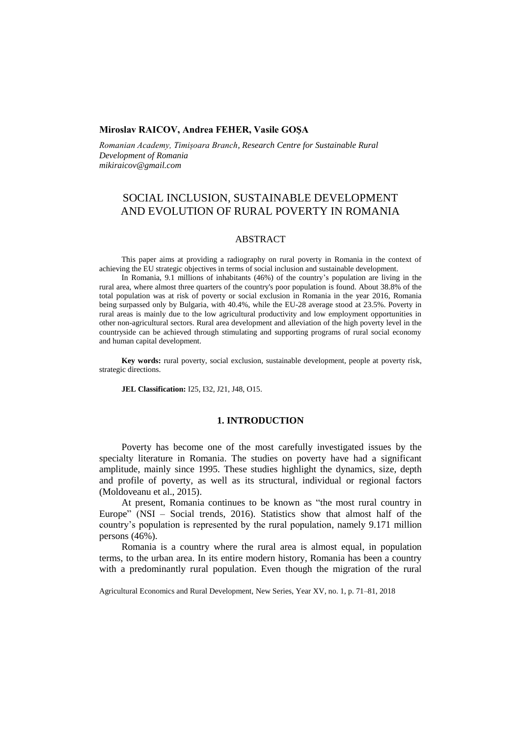**Miroslav RAICOV, Andrea FEHER, Vasile GOȘA**

*Romanian Academy, Timișoara Branch, Research Centre for Sustainable Rural Development of Romania*
*mikiraicov@gmail.com*

# SOCIAL INCLUSION, SUSTAINABLE DEVELOPMENT AND EVOLUTION OF RURAL POVERTY IN ROMANIA

## ABSTRACT

This paper aims at providing a radiography on rural poverty in Romania in the context of achieving the EU strategic objectives in terms of social inclusion and sustainable development.

In Romania, 9.1 millions of inhabitants (46%) of the country's population are living in the rural area, where almost three quarters of the country's poor population is found. About 38.8% of the total population was at risk of poverty or social exclusion in Romania in the year 2016, Romania being surpassed only by Bulgaria, with 40.4%, while the EU-28 average stood at 23.5%. Poverty in rural areas is mainly due to the low agricultural productivity and low employment opportunities in other non-agricultural sectors. Rural area development and alleviation of the high poverty level in the countryside can be achieved through stimulating and supporting programs of rural social economy and human capital development.

**Key words:** rural poverty, social exclusion, sustainable development, people at poverty risk, strategic directions.

**JEL Classification:** I25, I32, J21, J48, O15.

## 1. INTRODUCTION

Poverty has become one of the most carefully investigated issues by the specialty literature in Romania. The studies on poverty have had a significant amplitude, mainly since 1995. These studies highlight the dynamics, size, depth and profile of poverty, as well as its structural, individual or regional factors (Moldoveanu et al., 2015).

At present, Romania continues to be known as "the most rural country in Europe" (NSI – Social trends, 2016). Statistics show that almost half of the country's population is represented by the rural population, namely 9.171 million persons (46%).

Romania is a country where the rural area is almost equal, in population terms, to the urban area. In its entire modern history, Romania has been a country with a predominantly rural population. Even though the migration of the rural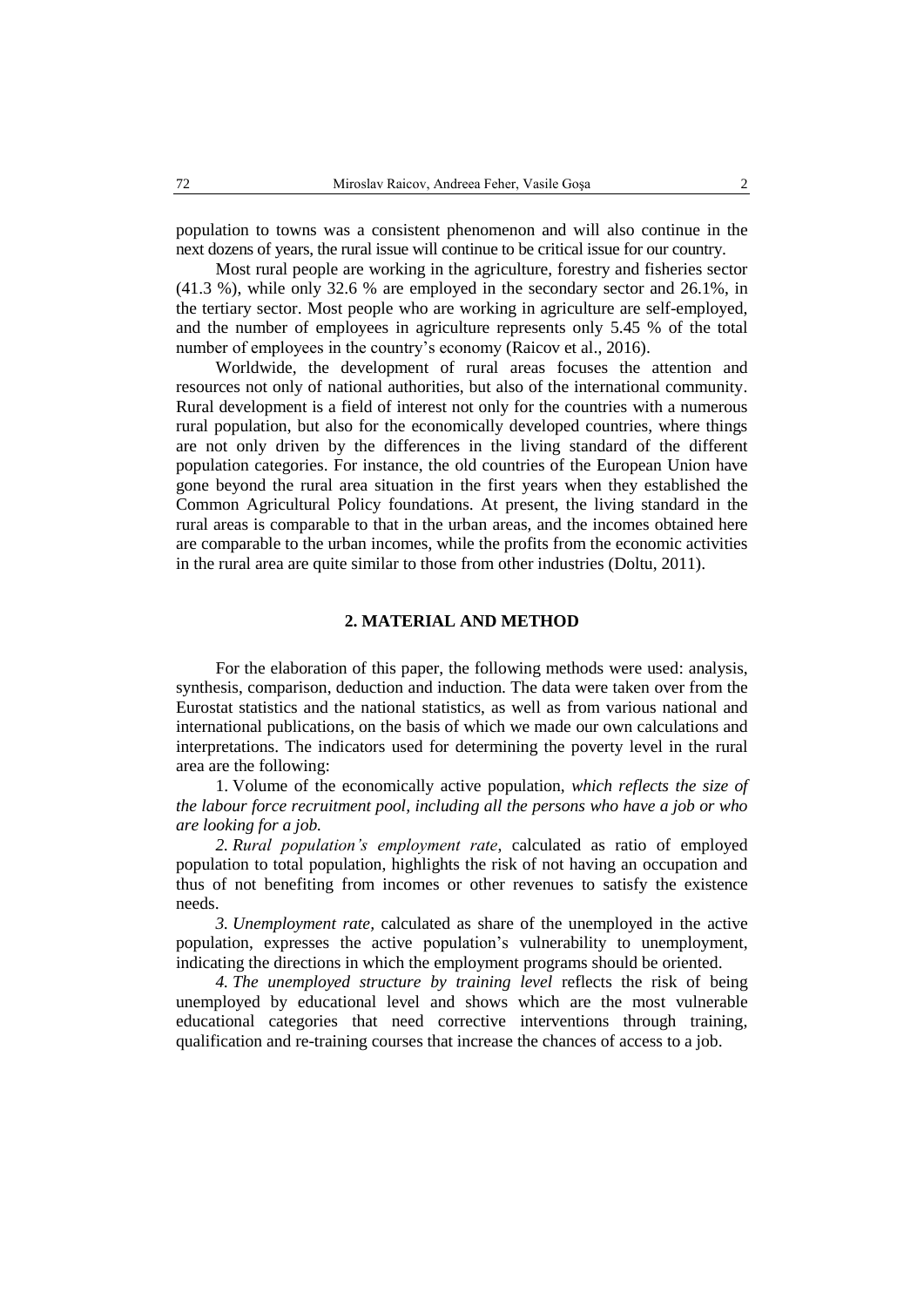population to towns was a consistent phenomenon and will also continue in the next dozens of years, the rural issue will continue to be critical issue for our country.

Most rural people are working in the agriculture, forestry and fisheries sector (41.3 %), while only 32.6 % are employed in the secondary sector and 26.1%, in the tertiary sector. Most people who are working in agriculture are self-employed, and the number of employees in agriculture represents only 5.45 % of the total number of employees in the country's economy (Raicov et al., 2016).

Worldwide, the development of rural areas focuses the attention and resources not only of national authorities, but also of the international community. Rural development is a field of interest not only for the countries with a numerous rural population, but also for the economically developed countries, where things are not only driven by the differences in the living standard of the different population categories. For instance, the old countries of the European Union have gone beyond the rural area situation in the first years when they established the Common Agricultural Policy foundations. At present, the living standard in the rural areas is comparable to that in the urban areas, and the incomes obtained here are comparable to the urban incomes, while the profits from the economic activities in the rural area are quite similar to those from other industries (Doltu, 2011).

## 2. MATERIAL AND METHOD

For the elaboration of this paper, the following methods were used: analysis, synthesis, comparison, deduction and induction. The data were taken over from the Eurostat statistics and the national statistics, as well as from various national and international publications, on the basis of which we made our own calculations and interpretations. The indicators used for determining the poverty level in the rural area are the following:

1. Volume of the economically active population, *which reflects the size of the labour force recruitment pool, including all the persons who have a job or who are looking for a job.*

*2. Rural population's employment rate*, calculated as ratio of employed population to total population, highlights the risk of not having an occupation and thus of not benefiting from incomes or other revenues to satisfy the existence needs.

*3. Unemployment rate*, calculated as share of the unemployed in the active population, expresses the active population's vulnerability to unemployment, indicating the directions in which the employment programs should be oriented.

*4. The unemployed structure by training level* reflects the risk of being unemployed by educational level and shows which are the most vulnerable educational categories that need corrective interventions through training, qualification and re-training courses that increase the chances of access to a job.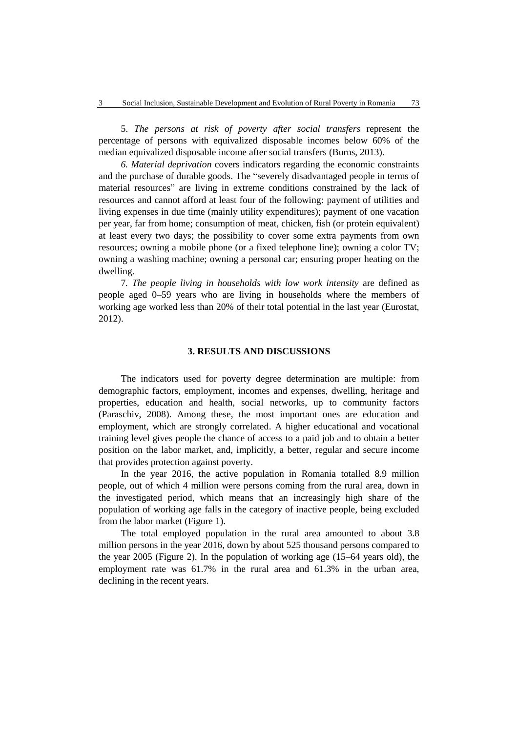5. *The persons at risk of poverty after social transfers* represent the percentage of persons with equivalized disposable incomes below 60% of the median equivalized disposable income after social transfers (Burns, 2013).

*6. Material deprivation* covers indicators regarding the economic constraints and the purchase of durable goods. The "severely disadvantaged people in terms of material resources" are living in extreme conditions constrained by the lack of resources and cannot afford at least four of the following: payment of utilities and living expenses in due time (mainly utility expenditures); payment of one vacation per year, far from home; consumption of meat, chicken, fish (or protein equivalent) at least every two days; the possibility to cover some extra payments from own resources; owning a mobile phone (or a fixed telephone line); owning a color TV; owning a washing machine; owning a personal car; ensuring proper heating on the dwelling.

7. *The people living in households with low work intensity* are defined as people aged 0–59 years who are living in households where the members of working age worked less than 20% of their total potential in the last year (Eurostat, 2012).

## 3. RESULTS AND DISCUSSIONS

The indicators used for poverty degree determination are multiple: from demographic factors, employment, incomes and expenses, dwelling, heritage and properties, education and health, social networks, up to community factors (Paraschiv, 2008). Among these, the most important ones are education and employment, which are strongly correlated. A higher educational and vocational training level gives people the chance of access to a paid job and to obtain a better position on the labor market, and, implicitly, a better, regular and secure income that provides protection against poverty.

In the year 2016, the active population in Romania totalled 8.9 million people, out of which 4 million were persons coming from the rural area, down in the investigated period, which means that an increasingly high share of the population of working age falls in the category of inactive people, being excluded from the labor market (Figure 1).

The total employed population in the rural area amounted to about 3.8 million persons in the year 2016, down by about 525 thousand persons compared to the year 2005 (Figure 2). In the population of working age (15–64 years old), the employment rate was 61.7% in the rural area and 61.3% in the urban area, declining in the recent years.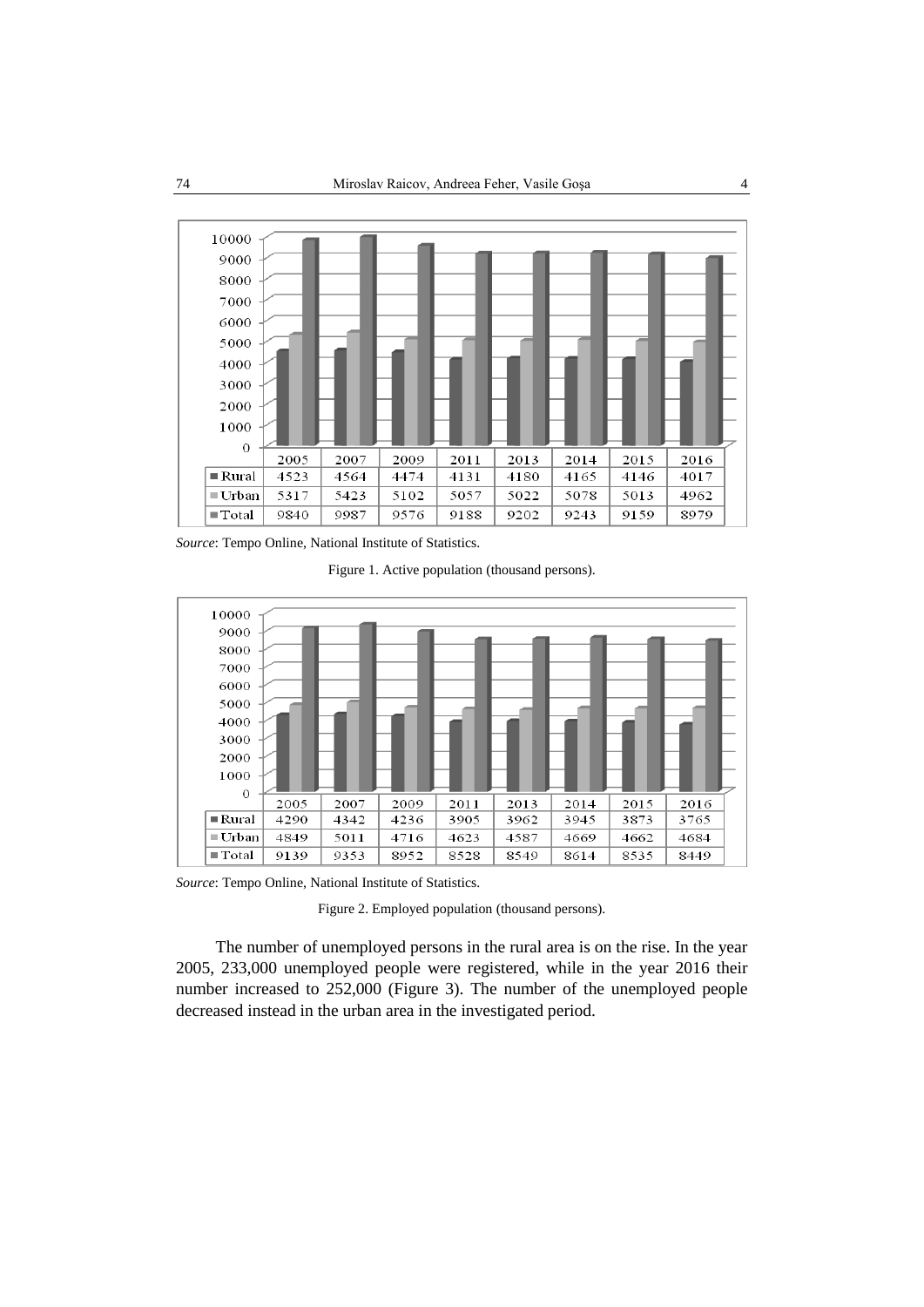| | 2005 | 2007 | 2009 | 2011 | 2013 | 2014 | 2015 | 2016 |
|---|---|---|---|---|---|---|---|---|
| Rural | 4523 | 4564 | 4474 | 4131 | 4180 | 4165 | 4146 | 4017 |
| Urban | 5317 | 5423 | 5102 | 5057 | 5022 | 5078 | 5013 | 4962 |
| Total | 9840 | 9987 | 9576 | 9188 | 9202 | 9243 | 9159 | 8979 |

*Source*: Tempo Online, National Institute of Statistics.

Figure 1. Active population (thousand persons).

| | 2005 | 2007 | 2009 | 2011 | 2013 | 2014 | 2015 | 2016 |
|---|---|---|---|---|---|---|---|---|
| Rural | 4290 | 4342 | 4236 | 3905 | 3962 | 3945 | 3873 | 3765 |
| Urban | 4849 | 5011 | 4716 | 4623 | 4587 | 4669 | 4662 | 4684 |
| Total | 9139 | 9353 | 8952 | 8528 | 8549 | 8614 | 8535 | 8449 |

*Source*: Tempo Online, National Institute of Statistics.

Figure 2. Employed population (thousand persons).

The number of unemployed persons in the rural area is on the rise. In the year 2005, 233,000 unemployed people were registered, while in the year 2016 their number increased to 252,000 (Figure 3). The number of the unemployed people decreased instead in the urban area in the investigated period.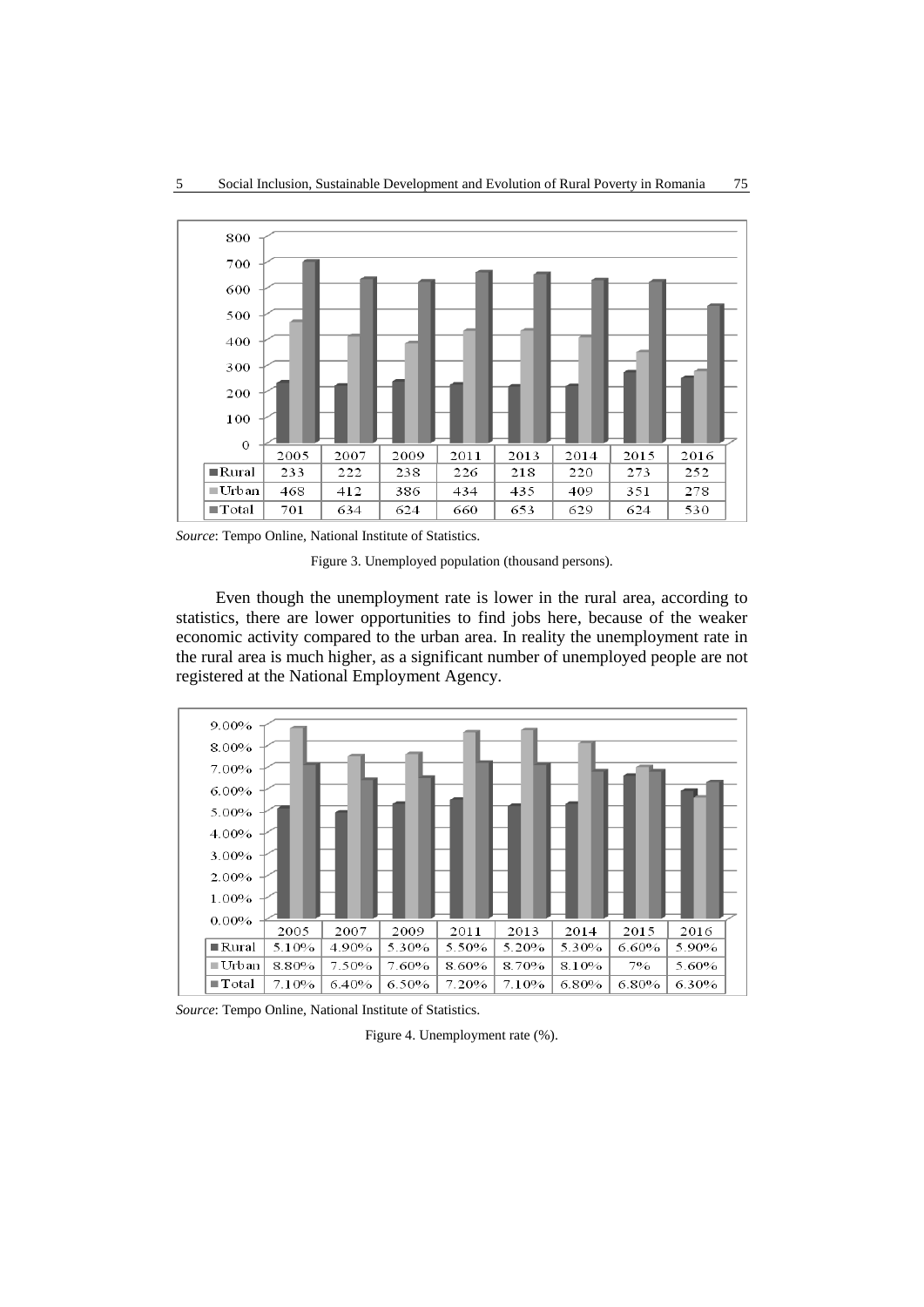| | 2005 | 2007 | 2009 | 2011 | 2013 | 2014 | 2015 | 2016 |
|---|---|---|---|---|---|---|---|---|
| Rural | 233 | 222 | 238 | 226 | 218 | 220 | 273 | 252 |
| Urban | 468 | 412 | 386 | 434 | 435 | 409 | 351 | 278 |
| Total | 701 | 634 | 624 | 660 | 653 | 629 | 624 | 530 |

*Source*: Tempo Online, National Institute of Statistics.

Figure 3. Unemployed population (thousand persons).

Even though the unemployment rate is lower in the rural area, according to statistics, there are lower opportunities to find jobs here, because of the weaker economic activity compared to the urban area. In reality the unemployment rate in the rural area is much higher, as a significant number of unemployed people are not registered at the National Employment Agency.

| | 2005 | 2007 | 2009 | 2011 | 2013 | 2014 | 2015 | 2016 |
|---|---|---|---|---|---|---|---|---|
| Rural | 5.10% | 4.90% | 5.30% | 5.50% | 5.20% | 5.30% | 6.60% | 5.90% |
| Urban | 8.80% | 7.50% | 7.60% | 8.60% | 8.70% | 8.10% | 7% | 5.60% |
| Total | 7.10% | 6.40% | 6.50% | 7.20% | 7.10% | 6.80% | 6.80% | 6.30% |

*Source*: Tempo Online, National Institute of Statistics.

Figure 4. Unemployment rate (%).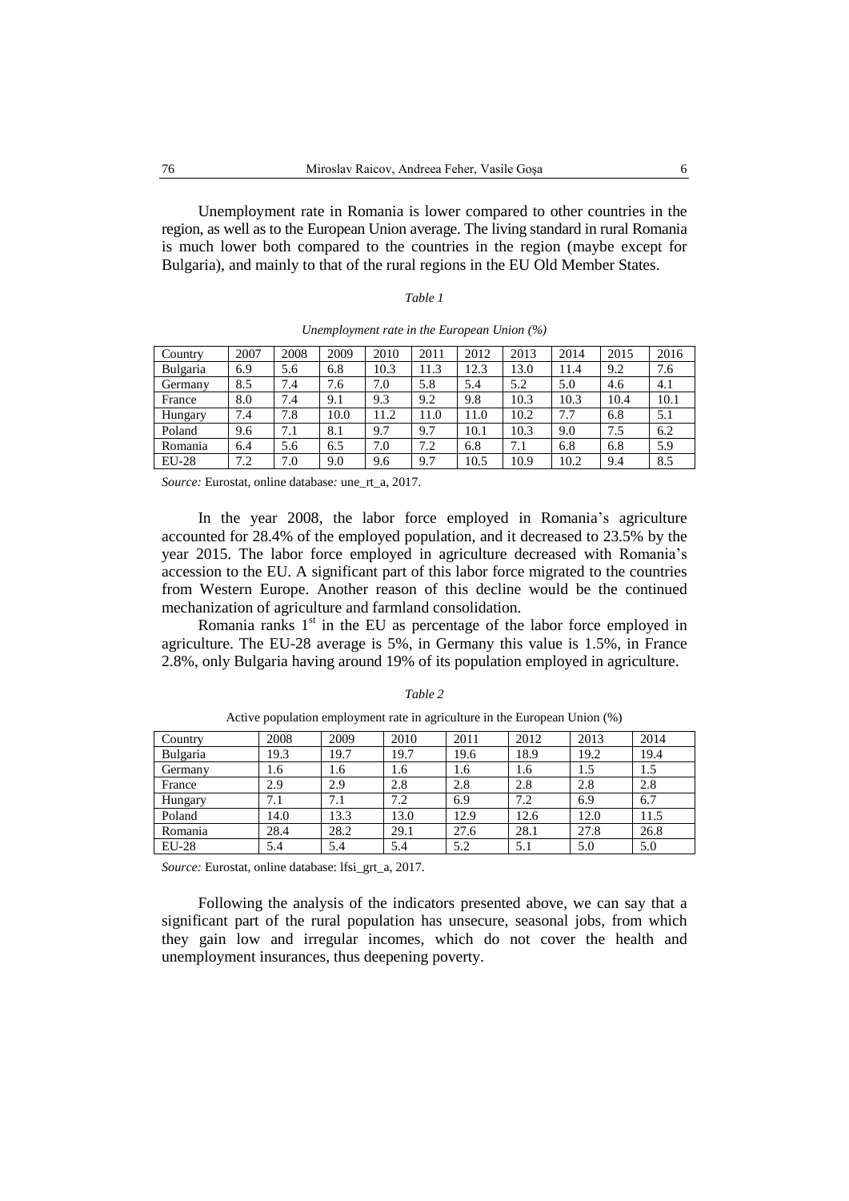Unemployment rate in Romania is lower compared to other countries in the region, as well as to the European Union average. The living standard in rural Romania is much lower both compared to the countries in the region (maybe except for Bulgaria), and mainly to that of the rural regions in the EU Old Member States.

*Table 1*

*Unemployment rate in the European Union (%)*

| Country | 2007 | 2008 | 2009 | 2010 | 2011 | 2012 | 2013 | 2014 | 2015 | 2016 |
|---|---|---|---|---|---|---|---|---|---|---|
| Bulgaria | 6.9 | 5.6 | 6.8 | 10.3 | 11.3 | 12.3 | 13.0 | 11.4 | 9.2 | 7.6 |
| Germany | 8.5 | 7.4 | 7.6 | 7.0 | 5.8 | 5.4 | 5.2 | 5.0 | 4.6 | 4.1 |
| France | 8.0 | 7.4 | 9.1 | 9.3 | 9.2 | 9.8 | 10.3 | 10.3 | 10.4 | 10.1 |
| Hungary | 7.4 | 7.8 | 10.0 | 11.2 | 11.0 | 11.0 | 10.2 | 7.7 | 6.8 | 5.1 |
| Poland | 9.6 | 7.1 | 8.1 | 9.7 | 9.7 | 10.1 | 10.3 | 9.0 | 7.5 | 6.2 |
| Romania | 6.4 | 5.6 | 6.5 | 7.0 | 7.2 | 6.8 | 7.1 | 6.8 | 6.8 | 5.9 |
| EU-28 | 7.2 | 7.0 | 9.0 | 9.6 | 9.7 | 10.5 | 10.9 | 10.2 | 9.4 | 8.5 |

*Source:* Eurostat, online database*:* une_rt_a, 2017.

In the year 2008, the labor force employed in Romania's agriculture accounted for 28.4% of the employed population, and it decreased to 23.5% by the year 2015. The labor force employed in agriculture decreased with Romania's accession to the EU. A significant part of this labor force migrated to the countries from Western Europe. Another reason of this decline would be the continued mechanization of agriculture and farmland consolidation.

Romania ranks 1st in the EU as percentage of the labor force employed in agriculture. The EU-28 average is 5%, in Germany this value is 1.5%, in France 2.8%, only Bulgaria having around 19% of its population employed in agriculture.

*Table 2*

Active population employment rate in agriculture in the European Union (%)

| Country | 2008 | 2009 | 2010 | 2011 | 2012 | 2013 | 2014 |
|---|---|---|---|---|---|---|---|
| Bulgaria | 19.3 | 19.7 | 19.7 | 19.6 | 18.9 | 19.2 | 19.4 |
| Germany | 1.6 | 1.6 | 1.6 | 1.6 | 1.6 | 1.5 | 1.5 |
| France | 2.9 | 2.9 | 2.8 | 2.8 | 2.8 | 2.8 | 2.8 |
| Hungary | 7.1 | 7.1 | 7.2 | 6.9 | 7.2 | 6.9 | 6.7 |
| Poland | 14.0 | 13.3 | 13.0 | 12.9 | 12.6 | 12.0 | 11.5 |
| Romania | 28.4 | 28.2 | 29.1 | 27.6 | 28.1 | 27.8 | 26.8 |
| EU-28 | 5.4 | 5.4 | 5.4 | 5.2 | 5.1 | 5.0 | 5.0 |

*Source:* Eurostat, online database: lfsi_grt_a, 2017.

Following the analysis of the indicators presented above, we can say that a significant part of the rural population has unsecure, seasonal jobs, from which they gain low and irregular incomes, which do not cover the health and unemployment insurances, thus deepening poverty.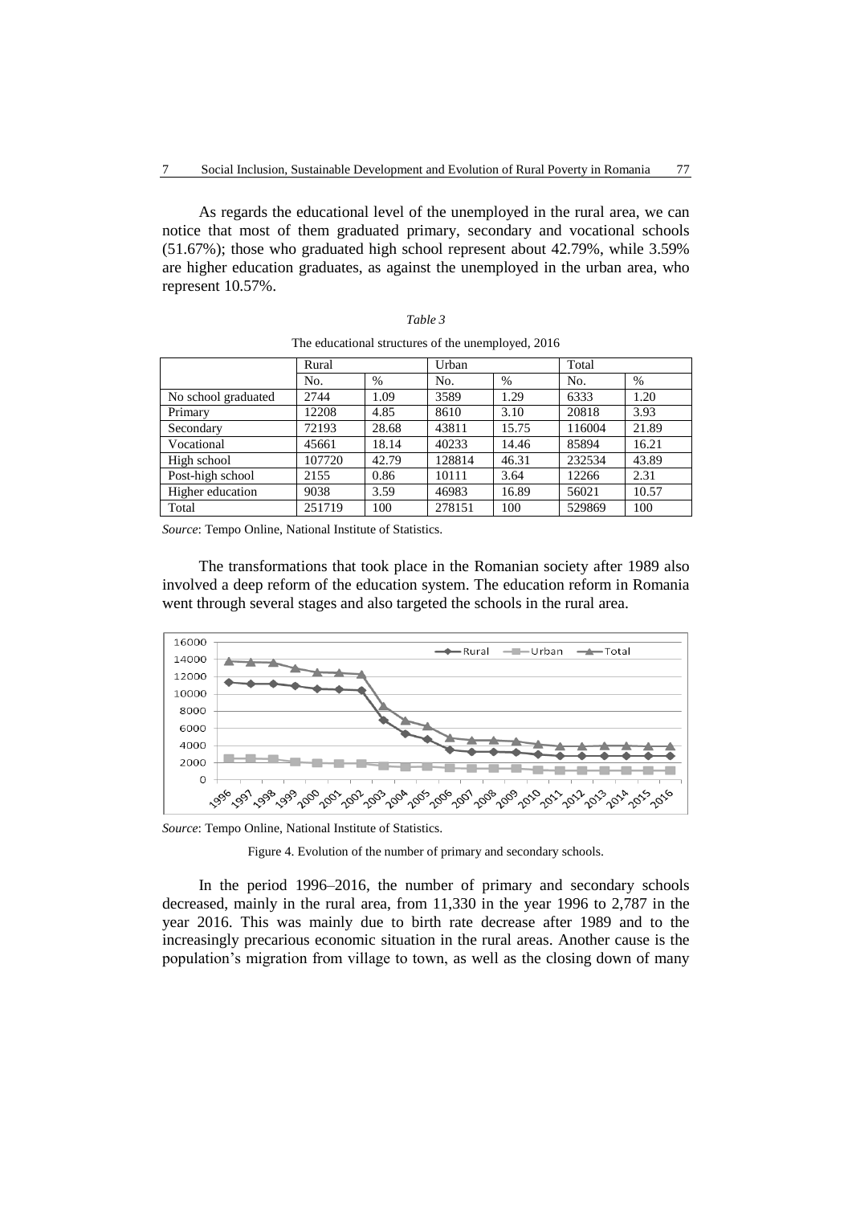As regards the educational level of the unemployed in the rural area, we can notice that most of them graduated primary, secondary and vocational schools (51.67%); those who graduated high school represent about 42.79%, while 3.59% are higher education graduates, as against the unemployed in the urban area, who represent 10.57%.

*Table 3*

The educational structures of the unemployed, 2016

| | Rural | | Urban | | Total | |
|---|---|---|---|---|---|---|
| | No. | % | No. | % | No. | % |
| No school graduated | 2744 | 1.09 | 3589 | 1.29 | 6333 | 1.20 |
| Primary | 12208 | 4.85 | 8610 | 3.10 | 20818 | 3.93 |
| Secondary | 72193 | 28.68 | 43811 | 15.75 | 116004 | 21.89 |
| Vocational | 45661 | 18.14 | 40233 | 14.46 | 85894 | 16.21 |
| High school | 107720 | 42.79 | 128814 | 46.31 | 232534 | 43.89 |
| Post-high school | 2155 | 0.86 | 10111 | 3.64 | 12266 | 2.31 |
| Higher education | 9038 | 3.59 | 46983 | 16.89 | 56021 | 10.57 |
| Total | 251719 | 100 | 278151 | 100 | 529869 | 100 |

*Source*: Tempo Online, National Institute of Statistics.

The transformations that took place in the Romanian society after 1989 also involved a deep reform of the education system. The education reform in Romania went through several stages and also targeted the schools in the rural area.

*Source*: Tempo Online, National Institute of Statistics.

Figure 4. Evolution of the number of primary and secondary schools.

In the period 1996–2016, the number of primary and secondary schools decreased, mainly in the rural area, from 11,330 in the year 1996 to 2,787 in the year 2016. This was mainly due to birth rate decrease after 1989 and to the increasingly precarious economic situation in the rural areas. Another cause is the population's migration from village to town, as well as the closing down of many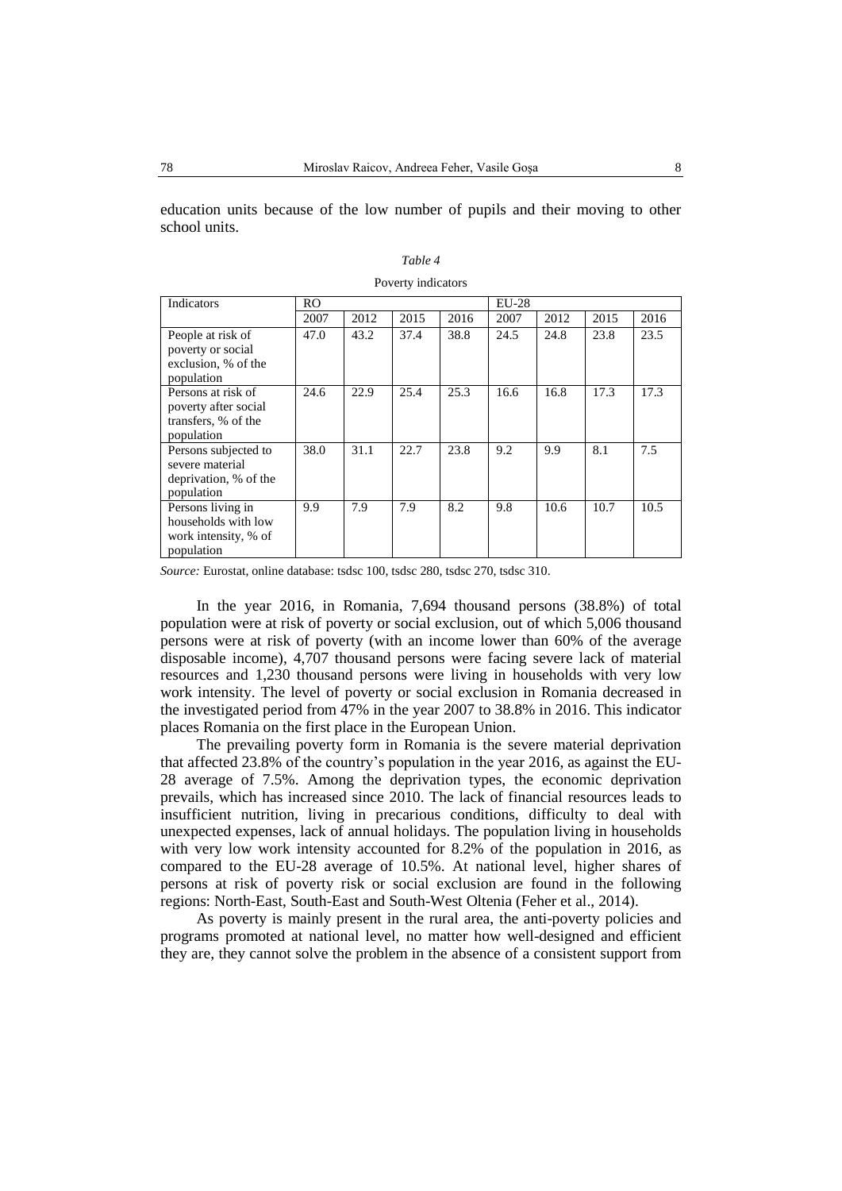education units because of the low number of pupils and their moving to other school units.

*Table 4*

Poverty indicators

| Indicators | RO | | | | EU-28 | | | |
|---|---|---|---|---|---|---|---|---|
| | 2007 | 2012 | 2015 | 2016 | 2007 | 2012 | 2015 | 2016 |
| People at risk of poverty or social exclusion, % of the population | 47.0 | 43.2 | 37.4 | 38.8 | 24.5 | 24.8 | 23.8 | 23.5 |
| Persons at risk of poverty after social transfers, % of the population | 24.6 | 22.9 | 25.4 | 25.3 | 16.6 | 16.8 | 17.3 | 17.3 |
| Persons subjected to severe material deprivation, % of the population | 38.0 | 31.1 | 22.7 | 23.8 | 9.2 | 9.9 | 8.1 | 7.5 |
| Persons living in households with low work intensity, % of population | 9.9 | 7.9 | 7.9 | 8.2 | 9.8 | 10.6 | 10.7 | 10.5 |

*Source:* Eurostat, online database: tsdsc 100, tsdsc 280, tsdsc 270, tsdsc 310.

In the year 2016, in Romania, 7,694 thousand persons (38.8%) of total population were at risk of poverty or social exclusion, out of which 5,006 thousand persons were at risk of poverty (with an income lower than 60% of the average disposable income), 4,707 thousand persons were facing severe lack of material resources and 1,230 thousand persons were living in households with very low work intensity. The level of poverty or social exclusion in Romania decreased in the investigated period from 47% in the year 2007 to 38.8% in 2016. This indicator places Romania on the first place in the European Union.

The prevailing poverty form in Romania is the severe material deprivation that affected 23.8% of the country's population in the year 2016, as against the EU-28 average of 7.5%. Among the deprivation types, the economic deprivation prevails, which has increased since 2010. The lack of financial resources leads to insufficient nutrition, living in precarious conditions, difficulty to deal with unexpected expenses, lack of annual holidays. The population living in households with very low work intensity accounted for 8.2% of the population in 2016, as compared to the EU-28 average of 10.5%. At national level, higher shares of persons at risk of poverty risk or social exclusion are found in the following regions: North-East, South-East and South-West Oltenia (Feher et al., 2014).

As poverty is mainly present in the rural area, the anti-poverty policies and programs promoted at national level, no matter how well-designed and efficient they are, they cannot solve the problem in the absence of a consistent support from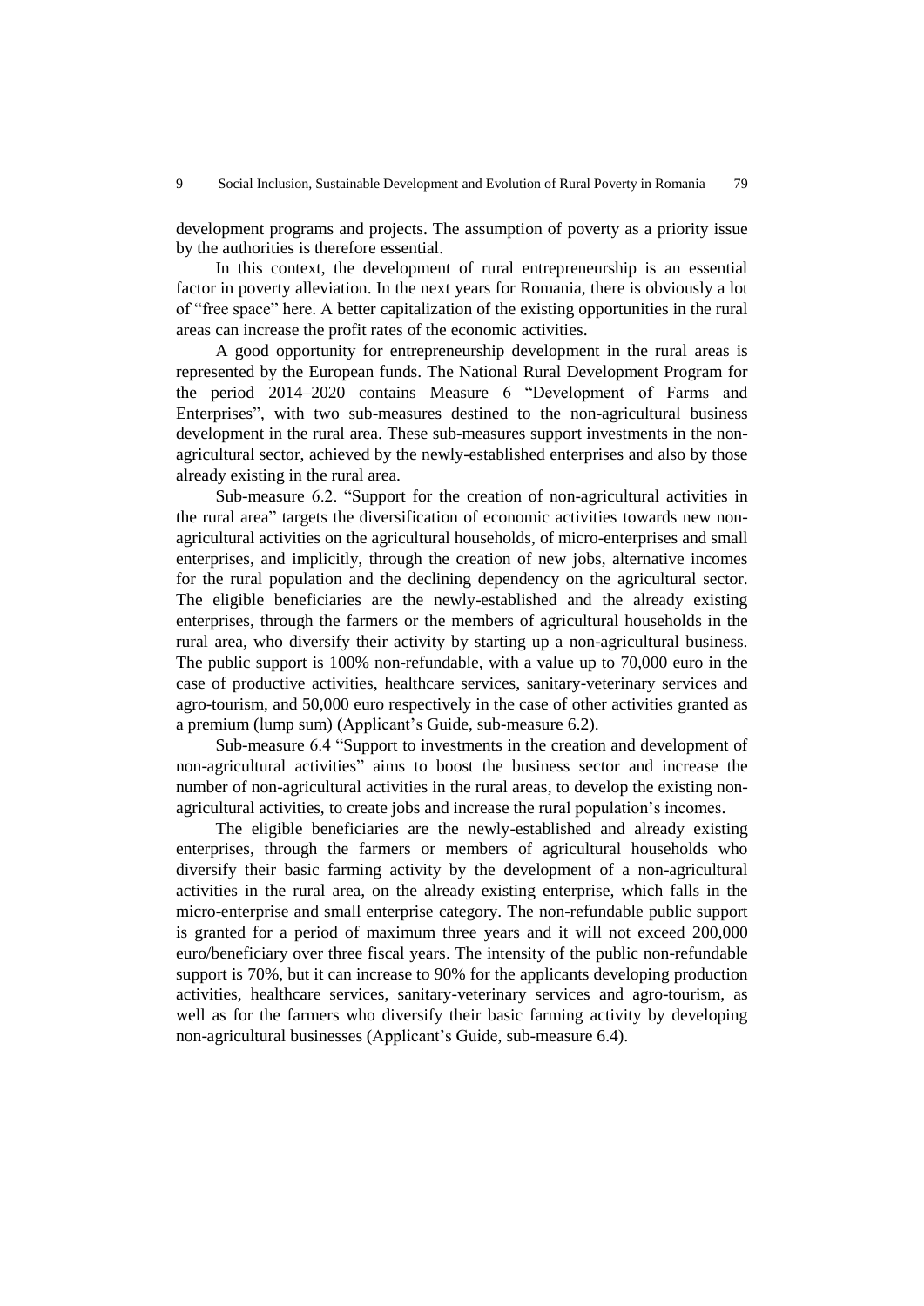development programs and projects. The assumption of poverty as a priority issue by the authorities is therefore essential.

In this context, the development of rural entrepreneurship is an essential factor in poverty alleviation. In the next years for Romania, there is obviously a lot of "free space" here. A better capitalization of the existing opportunities in the rural areas can increase the profit rates of the economic activities.

A good opportunity for entrepreneurship development in the rural areas is represented by the European funds. The National Rural Development Program for the period 2014–2020 contains Measure 6 "Development of Farms and Enterprises", with two sub-measures destined to the non-agricultural business development in the rural area. These sub-measures support investments in the non-agricultural sector, achieved by the newly-established enterprises and also by those already existing in the rural area.

Sub-measure 6.2. "Support for the creation of non-agricultural activities in the rural area" targets the diversification of economic activities towards new non-agricultural activities on the agricultural households, of micro-enterprises and small enterprises, and implicitly, through the creation of new jobs, alternative incomes for the rural population and the declining dependency on the agricultural sector. The eligible beneficiaries are the newly-established and the already existing enterprises, through the farmers or the members of agricultural households in the rural area, who diversify their activity by starting up a non-agricultural business. The public support is 100% non-refundable, with a value up to 70,000 euro in the case of productive activities, healthcare services, sanitary-veterinary services and agro-tourism, and 50,000 euro respectively in the case of other activities granted as a premium (lump sum) (Applicant's Guide, sub-measure 6.2).

Sub-measure 6.4 "Support to investments in the creation and development of non-agricultural activities" aims to boost the business sector and increase the number of non-agricultural activities in the rural areas, to develop the existing non-agricultural activities, to create jobs and increase the rural population's incomes.

The eligible beneficiaries are the newly-established and already existing enterprises, through the farmers or members of agricultural households who diversify their basic farming activity by the development of a non-agricultural activities in the rural area, on the already existing enterprise, which falls in the micro-enterprise and small enterprise category. The non-refundable public support is granted for a period of maximum three years and it will not exceed 200,000 euro/beneficiary over three fiscal years. The intensity of the public non-refundable support is 70%, but it can increase to 90% for the applicants developing production activities, healthcare services, sanitary-veterinary services and agro-tourism, as well as for the farmers who diversify their basic farming activity by developing non-agricultural businesses (Applicant's Guide, sub-measure 6.4).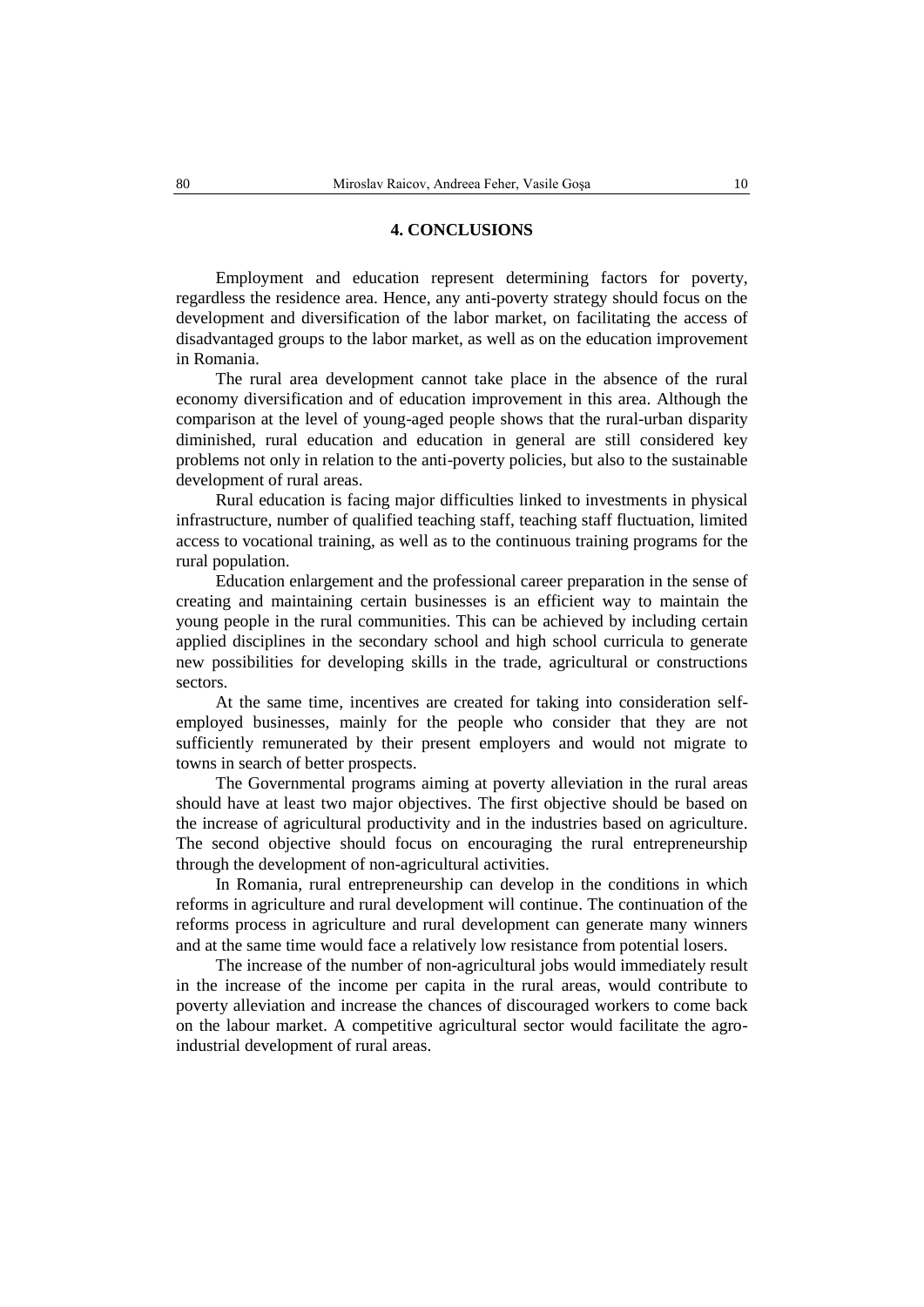## 4. CONCLUSIONS

Employment and education represent determining factors for poverty, regardless the residence area. Hence, any anti-poverty strategy should focus on the development and diversification of the labor market, on facilitating the access of disadvantaged groups to the labor market, as well as on the education improvement in Romania.

The rural area development cannot take place in the absence of the rural economy diversification and of education improvement in this area. Although the comparison at the level of young-aged people shows that the rural-urban disparity diminished, rural education and education in general are still considered key problems not only in relation to the anti-poverty policies, but also to the sustainable development of rural areas.

Rural education is facing major difficulties linked to investments in physical infrastructure, number of qualified teaching staff, teaching staff fluctuation, limited access to vocational training, as well as to the continuous training programs for the rural population.

Education enlargement and the professional career preparation in the sense of creating and maintaining certain businesses is an efficient way to maintain the young people in the rural communities. This can be achieved by including certain applied disciplines in the secondary school and high school curricula to generate new possibilities for developing skills in the trade, agricultural or constructions sectors.

At the same time, incentives are created for taking into consideration self-employed businesses, mainly for the people who consider that they are not sufficiently remunerated by their present employers and would not migrate to towns in search of better prospects.

The Governmental programs aiming at poverty alleviation in the rural areas should have at least two major objectives. The first objective should be based on the increase of agricultural productivity and in the industries based on agriculture. The second objective should focus on encouraging the rural entrepreneurship through the development of non-agricultural activities.

In Romania, rural entrepreneurship can develop in the conditions in which reforms in agriculture and rural development will continue. The continuation of the reforms process in agriculture and rural development can generate many winners and at the same time would face a relatively low resistance from potential losers.

The increase of the number of non-agricultural jobs would immediately result in the increase of the income per capita in the rural areas, would contribute to poverty alleviation and increase the chances of discouraged workers to come back on the labour market. A competitive agricultural sector would facilitate the agro-industrial development of rural areas.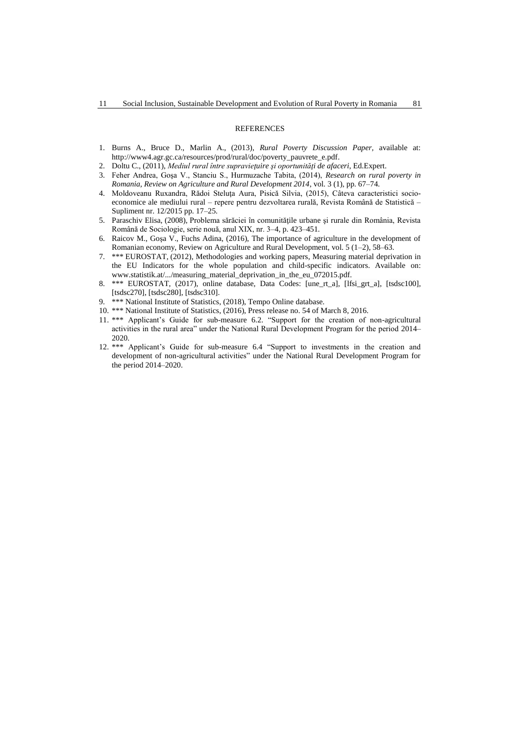## REFERENCES

1. Burns A., Bruce D., Marlin A., (2013), *Rural Poverty Discussion Paper*, available at: http://www4.agr.gc.ca/resources/prod/rural/doc/poverty_pauvrete_e.pdf.
2. Doltu C., (2011), *Mediul rural între supraviețuire și oportunități de afaceri*, Ed.Expert.
3. Feher Andrea, Goşa V., Stanciu S., Hurmuzache Tabita, (2014), *Research on rural poverty in Romania, Review on Agriculture and Rural Development 2014*, vol. 3 (1), pp. 67–74.
4. Moldoveanu Ruxandra, Rădoi Steluța Aura, Pisică Silvia, (2015), Câteva caracteristici socio-economice ale mediului rural – repere pentru dezvoltarea rurală, Revista Română de Statistică – Supliment nr. 12/2015 pp. 17–25.
5. Paraschiv Elisa, (2008), Problema sărăciei în comunitățile urbane și rurale din România, Revista Română de Sociologie, serie nouă, anul XIX, nr. 3–4, p. 423–451.
6. Raicov M., Goşa V., Fuchs Adina, (2016), The importance of agriculture in the development of Romanian economy, Review on Agriculture and Rural Development, vol. 5 (1–2), 58–63.
7. *** EUROSTAT, (2012), Methodologies and working papers, Measuring material deprivation in the EU Indicators for the whole population and child-specific indicators. Available on: www.statistik.at/.../measuring_material_deprivation_in_the_eu_072015.pdf.
8. *** EUROSTAT, (2017), online database, Data Codes: [une_rt_a], [lfsi_grt_a], [tsdsc100], [tsdsc270], [tsdsc280], [tsdsc310].
9. *** National Institute of Statistics, (2018), Tempo Online database.
10. *** National Institute of Statistics, (2016), Press release no. 54 of March 8, 2016.
11. *** Applicant's Guide for sub-measure 6.2. "Support for the creation of non-agricultural activities in the rural area" under the National Rural Development Program for the period 2014–2020.
12. *** Applicant's Guide for sub-measure 6.4 "Support to investments in the creation and development of non-agricultural activities" under the National Rural Development Program for the period 2014–2020.